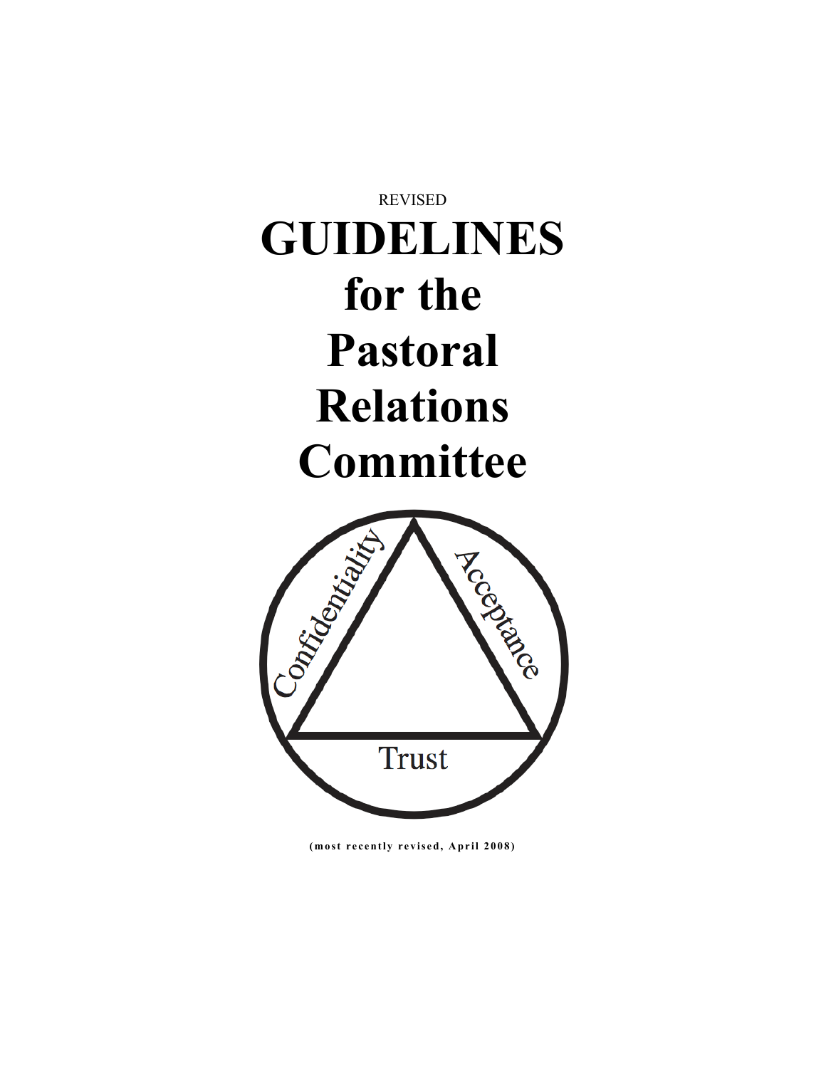REVISED

# GUIDELINES for the Pastoral Relations Committee

Confidentiality

Acceptance

Trust

**(most recently revised, April 2008)**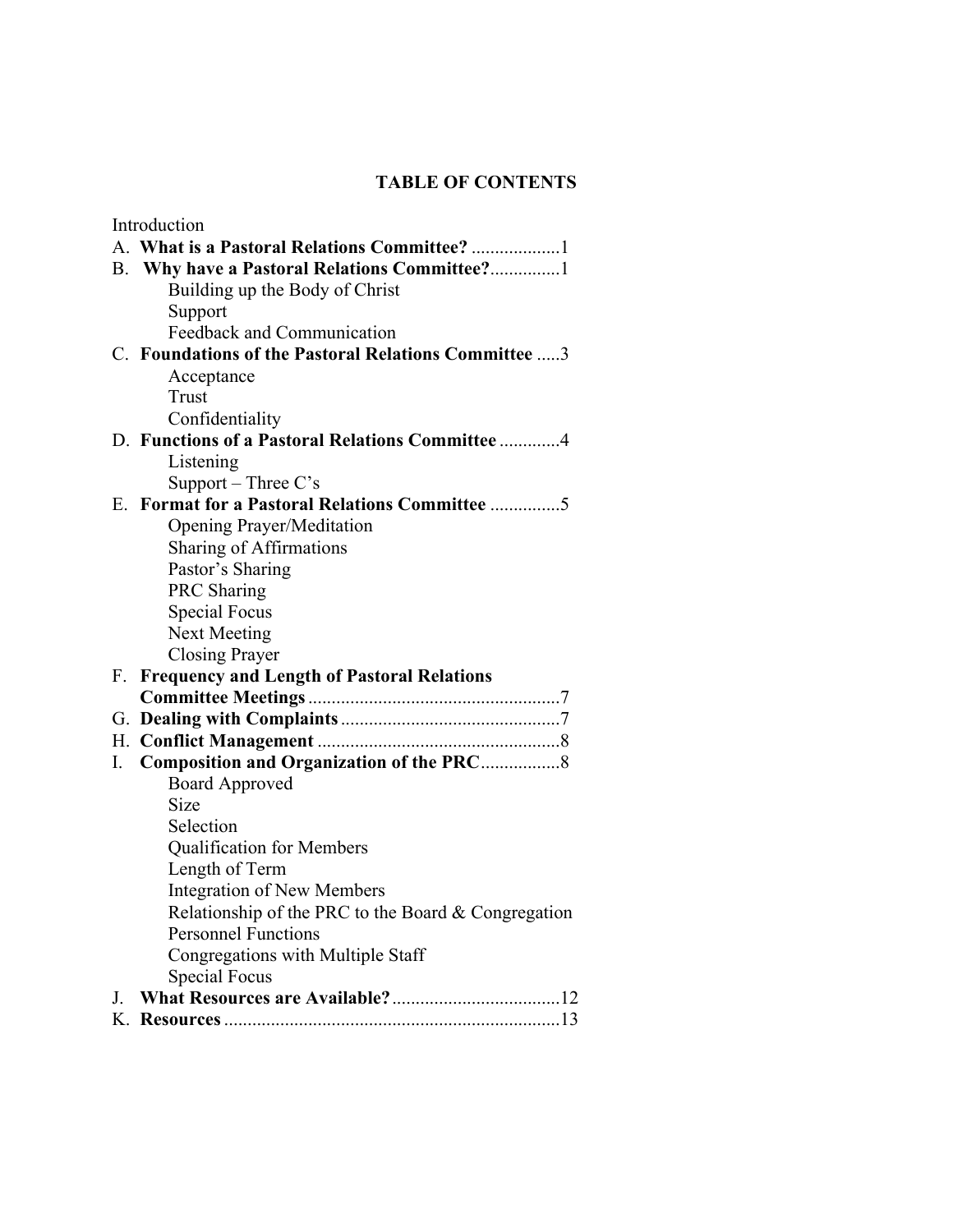# TABLE OF CONTENTS

Introduction

A. **What is a Pastoral Relations Committee?** ...................1

B. **Why have a Pastoral Relations Committee?**...............1
   - Building up the Body of Christ
   - Support
   - Feedback and Communication

C. **Foundations of the Pastoral Relations Committee** .....3
   - Acceptance
   - Trust
   - Confidentiality

D. **Functions of a Pastoral Relations Committee** .............4
   - Listening
   - Support – Three C's

E. **Format for a Pastoral Relations Committee** ...............5
   - Opening Prayer/Meditation
   - Sharing of Affirmations
   - Pastor's Sharing
   - PRC Sharing
   - Special Focus
   - Next Meeting
   - Closing Prayer

F. **Frequency and Length of Pastoral Relations Committee Meetings** ......................................................7

G. **Dealing with Complaints** ...............................................7

H. **Conflict Management** ....................................................8

I. **Composition and Organization of the PRC**.................8
   - Board Approved
   - Size
   - Selection
   - Qualification for Members
   - Length of Term
   - Integration of New Members
   - Relationship of the PRC to the Board & Congregation
   - Personnel Functions
   - Congregations with Multiple Staff
   - Special Focus

J. **What Resources are Available?**....................................12

K. **Resources** ........................................................................13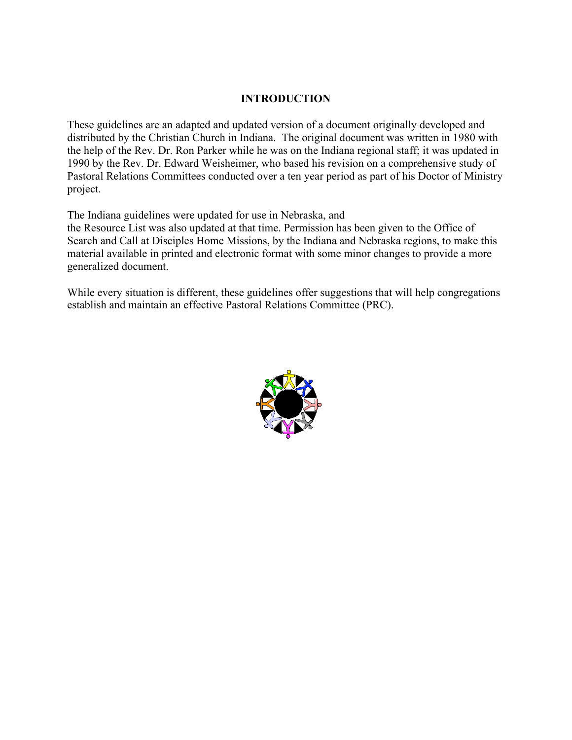# INTRODUCTION

These guidelines are an adapted and updated version of a document originally developed and distributed by the Christian Church in Indiana. The original document was written in 1980 with the help of the Rev. Dr. Ron Parker while he was on the Indiana regional staff; it was updated in 1990 by the Rev. Dr. Edward Weisheimer, who based his revision on a comprehensive study of Pastoral Relations Committees conducted over a ten year period as part of his Doctor of Ministry project.

The Indiana guidelines were updated for use in Nebraska, and the Resource List was also updated at that time. Permission has been given to the Office of Search and Call at Disciples Home Missions, by the Indiana and Nebraska regions, to make this material available in printed and electronic format with some minor changes to provide a more generalized document.

While every situation is different, these guidelines offer suggestions that will help congregations establish and maintain an effective Pastoral Relations Committee (PRC).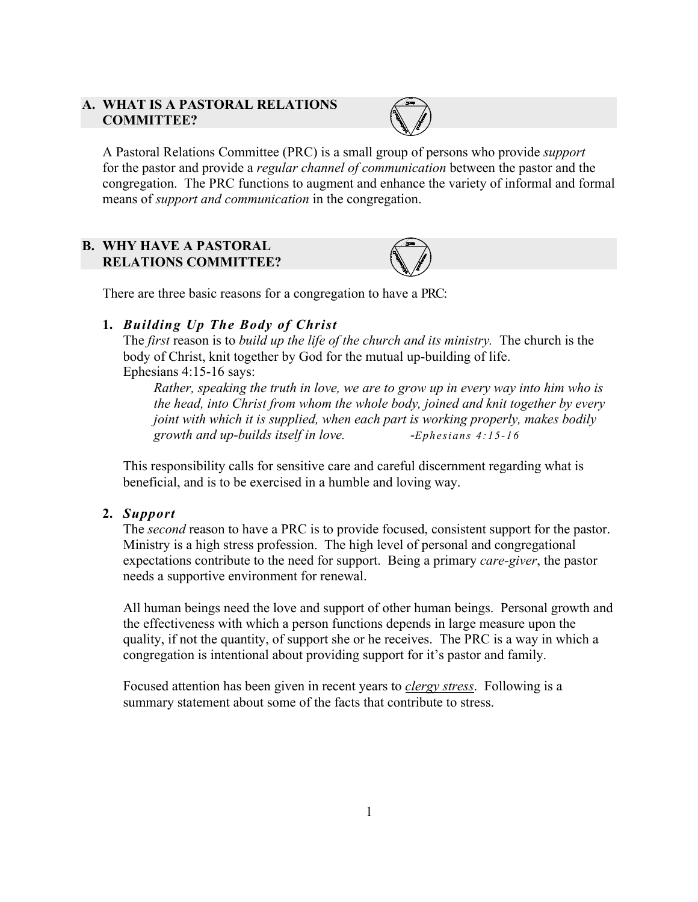## A. WHAT IS A PASTORAL RELATIONS COMMITTEE?

A Pastoral Relations Committee (PRC) is a small group of persons who provide *support* for the pastor and provide a *regular channel of communication* between the pastor and the congregation. The PRC functions to augment and enhance the variety of informal and formal means of *support and communication* in the congregation.

## B. WHY HAVE A PASTORAL RELATIONS COMMITTEE?

There are three basic reasons for a congregation to have a PRC:

### 1. *Building Up The Body of Christ*

The *first* reason is to *build up the life of the church and its ministry.* The church is the body of Christ, knit together by God for the mutual up-building of life.
Ephesians 4:15-16 says:

> *Rather, speaking the truth in love, we are to grow up in every way into him who is the head, into Christ from whom the whole body, joined and knit together by every joint with which it is supplied, when each part is working properly, makes bodily growth and up-builds itself in love.* -*Ephesians 4:15-16*

This responsibility calls for sensitive care and careful discernment regarding what is beneficial, and is to be exercised in a humble and loving way.

### 2. *Support*

The *second* reason to have a PRC is to provide focused, consistent support for the pastor. Ministry is a high stress profession. The high level of personal and congregational expectations contribute to the need for support. Being a primary *care-giver*, the pastor needs a supportive environment for renewal.

All human beings need the love and support of other human beings. Personal growth and the effectiveness with which a person functions depends in large measure upon the quality, if not the quantity, of support she or he receives. The PRC is a way in which a congregation is intentional about providing support for it's pastor and family.

Focused attention has been given in recent years to *clergy stress*. Following is a summary statement about some of the facts that contribute to stress.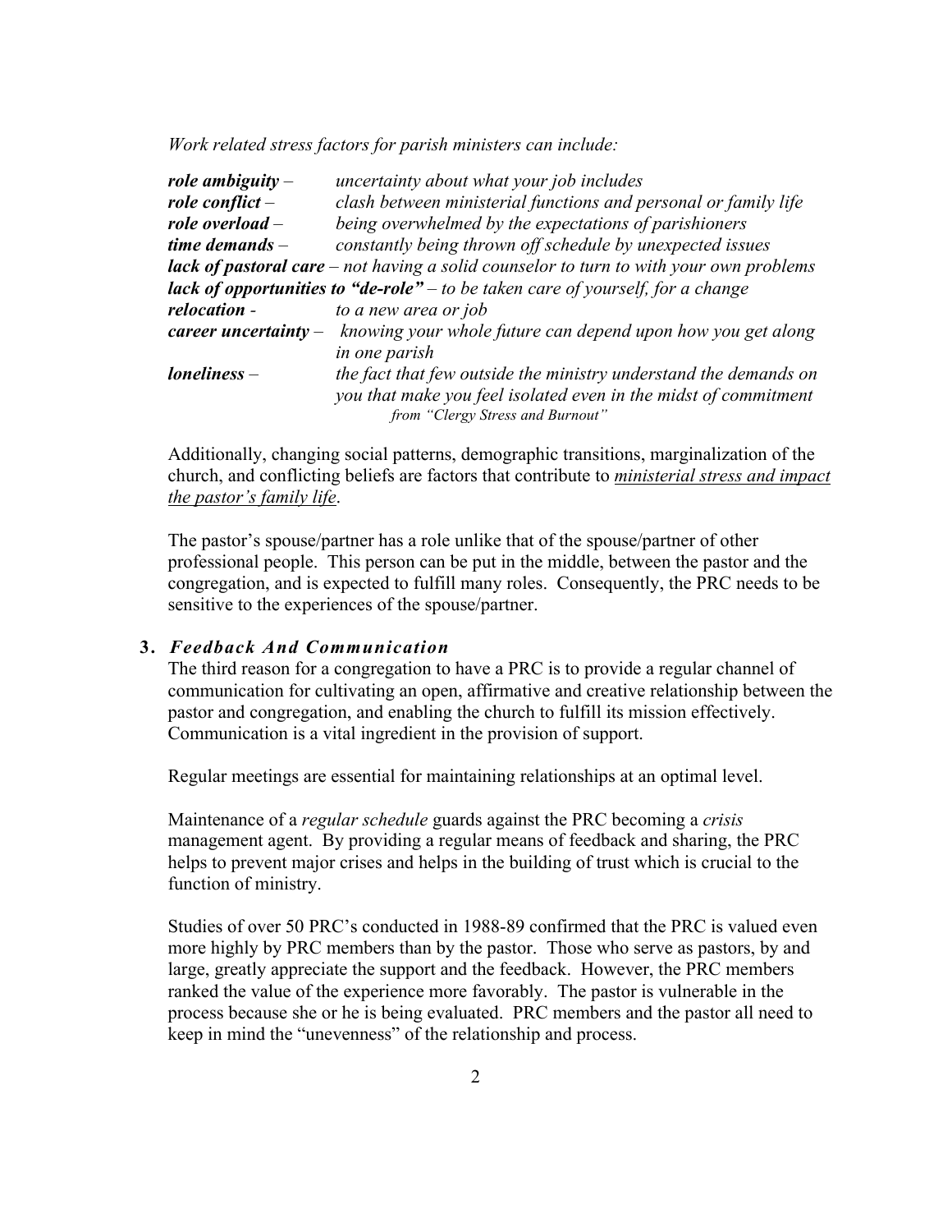*Work related stress factors for parish ministers can include:*

***role ambiguity*** – *uncertainty about what your job includes*
***role conflict*** – *clash between ministerial functions and personal or family life*
***role overload*** – *being overwhelmed by the expectations of parishioners*
***time demands*** – *constantly being thrown off schedule by unexpected issues*
***lack of pastoral care*** – *not having a solid counselor to turn to with your own problems*
***lack of opportunities to "de-role"*** – *to be taken care of yourself, for a change*
***relocation*** - *to a new area or job*
***career uncertainty*** – *knowing your whole future can depend upon how you get along in one parish*
***loneliness*** – *the fact that few outside the ministry understand the demands on you that make you feel isolated even in the midst of commitment*

*from "Clergy Stress and Burnout"*

Additionally, changing social patterns, demographic transitions, marginalization of the church, and conflicting beliefs are factors that contribute to *ministerial stress and impact the pastor's family life*.

The pastor's spouse/partner has a role unlike that of the spouse/partner of other professional people. This person can be put in the middle, between the pastor and the congregation, and is expected to fulfill many roles. Consequently, the PRC needs to be sensitive to the experiences of the spouse/partner.

### 3. *Feedback And Communication*

The third reason for a congregation to have a PRC is to provide a regular channel of communication for cultivating an open, affirmative and creative relationship between the pastor and congregation, and enabling the church to fulfill its mission effectively. Communication is a vital ingredient in the provision of support.

Regular meetings are essential for maintaining relationships at an optimal level.

Maintenance of a *regular schedule* guards against the PRC becoming a *crisis* management agent. By providing a regular means of feedback and sharing, the PRC helps to prevent major crises and helps in the building of trust which is crucial to the function of ministry.

Studies of over 50 PRC's conducted in 1988-89 confirmed that the PRC is valued even more highly by PRC members than by the pastor. Those who serve as pastors, by and large, greatly appreciate the support and the feedback. However, the PRC members ranked the value of the experience more favorably. The pastor is vulnerable in the process because she or he is being evaluated. PRC members and the pastor all need to keep in mind the "unevenness" of the relationship and process.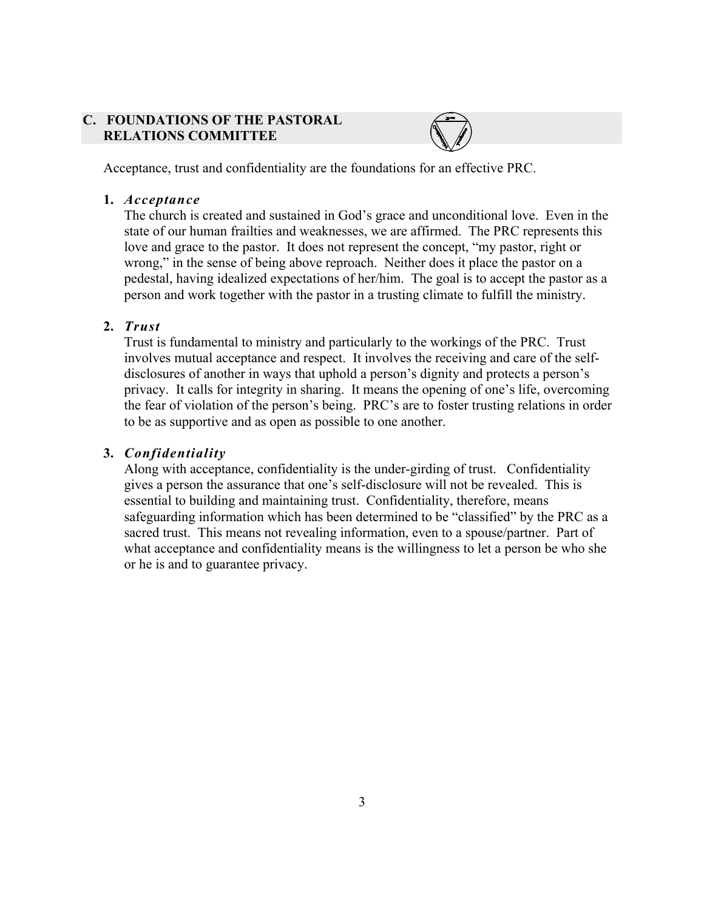## C. FOUNDATIONS OF THE PASTORAL RELATIONS COMMITTEE

Acceptance, trust and confidentiality are the foundations for an effective PRC.

**1.** ***Acceptance***

The church is created and sustained in God's grace and unconditional love. Even in the state of our human frailties and weaknesses, we are affirmed. The PRC represents this love and grace to the pastor. It does not represent the concept, "my pastor, right or wrong," in the sense of being above reproach. Neither does it place the pastor on a pedestal, having idealized expectations of her/him. The goal is to accept the pastor as a person and work together with the pastor in a trusting climate to fulfill the ministry.

**2.** ***Trust***

Trust is fundamental to ministry and particularly to the workings of the PRC. Trust involves mutual acceptance and respect. It involves the receiving and care of the self-disclosures of another in ways that uphold a person's dignity and protects a person's privacy. It calls for integrity in sharing. It means the opening of one's life, overcoming the fear of violation of the person's being. PRC's are to foster trusting relations in order to be as supportive and as open as possible to one another.

**3.** ***Confidentiality***

Along with acceptance, confidentiality is the under-girding of trust. Confidentiality gives a person the assurance that one's self-disclosure will not be revealed. This is essential to building and maintaining trust. Confidentiality, therefore, means safeguarding information which has been determined to be "classified" by the PRC as a sacred trust. This means not revealing information, even to a spouse/partner. Part of what acceptance and confidentiality means is the willingness to let a person be who she or he is and to guarantee privacy.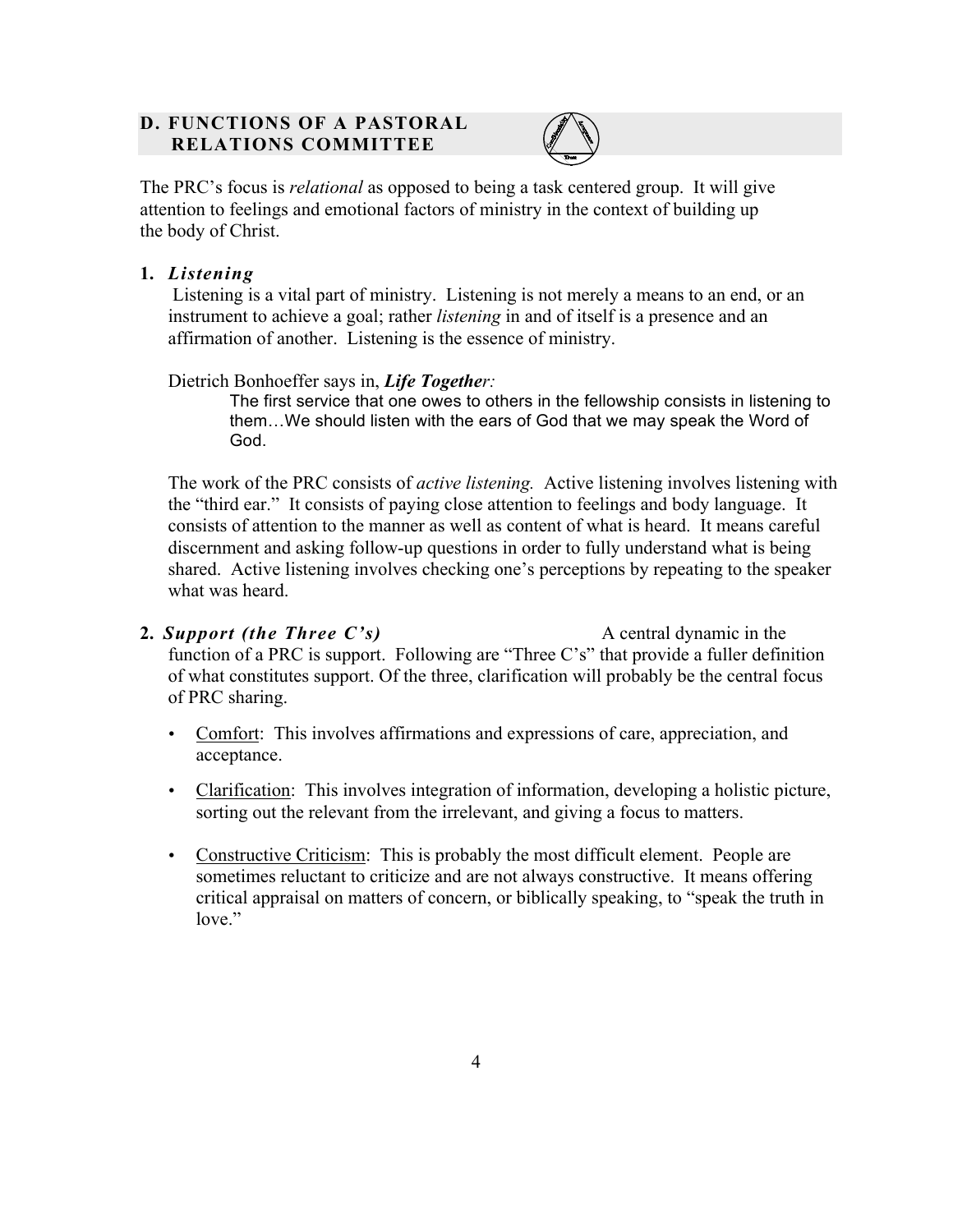## D. FUNCTIONS OF A PASTORAL RELATIONS COMMITTEE

The PRC's focus is *relational* as opposed to being a task centered group. It will give attention to feelings and emotional factors of ministry in the context of building up the body of Christ.

### 1. *Listening*

Listening is a vital part of ministry. Listening is not merely a means to an end, or an instrument to achieve a goal; rather *listening* in and of itself is a presence and an affirmation of another. Listening is the essence of ministry.

Dietrich Bonhoeffer says in, ***Life Together:***

> The first service that one owes to others in the fellowship consists in listening to them…We should listen with the ears of God that we may speak the Word of God.

The work of the PRC consists of *active listening.* Active listening involves listening with the "third ear." It consists of paying close attention to feelings and body language. It consists of attention to the manner as well as content of what is heard. It means careful discernment and asking follow-up questions in order to fully understand what is being shared. Active listening involves checking one's perceptions by repeating to the speaker what was heard.

### 2. *Support (the Three C's)*

A central dynamic in the function of a PRC is support. Following are "Three C's" that provide a fuller definition of what constitutes support. Of the three, clarification will probably be the central focus of PRC sharing.

- Comfort: This involves affirmations and expressions of care, appreciation, and acceptance.
- Clarification: This involves integration of information, developing a holistic picture, sorting out the relevant from the irrelevant, and giving a focus to matters.
- Constructive Criticism: This is probably the most difficult element. People are sometimes reluctant to criticize and are not always constructive. It means offering critical appraisal on matters of concern, or biblically speaking, to "speak the truth in love."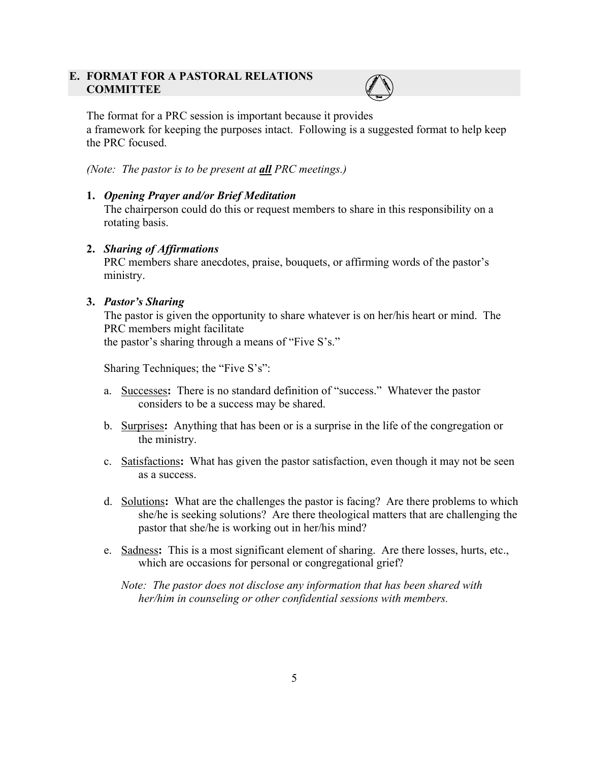## E. FORMAT FOR A PASTORAL RELATIONS COMMITTEE

The format for a PRC session is important because it provides a framework for keeping the purposes intact. Following is a suggested format to help keep the PRC focused.

*(Note: The pastor is to be present at **all** PRC meetings.)*

1. ***Opening Prayer and/or Brief Meditation***
   The chairperson could do this or request members to share in this responsibility on a rotating basis.

2. ***Sharing of Affirmations***
   PRC members share anecdotes, praise, bouquets, or affirming words of the pastor's ministry.

3. ***Pastor's Sharing***
   The pastor is given the opportunity to share whatever is on her/his heart or mind. The PRC members might facilitate the pastor's sharing through a means of "Five S's."

   Sharing Techniques; the "Five S's":

   a. <u>Successes</u>**:** There is no standard definition of "success." Whatever the pastor considers to be a success may be shared.

   b. <u>Surprises</u>**:** Anything that has been or is a surprise in the life of the congregation or the ministry.

   c. <u>Satisfactions</u>**:** What has given the pastor satisfaction, even though it may not be seen as a success.

   d. <u>Solutions</u>**:** What are the challenges the pastor is facing? Are there problems to which she/he is seeking solutions? Are there theological matters that are challenging the pastor that she/he is working out in her/his mind?

   e. <u>Sadness</u>**:** This is a most significant element of sharing. Are there losses, hurts, etc., which are occasions for personal or congregational grief?

   *Note: The pastor does not disclose any information that has been shared with her/him in counseling or other confidential sessions with members.*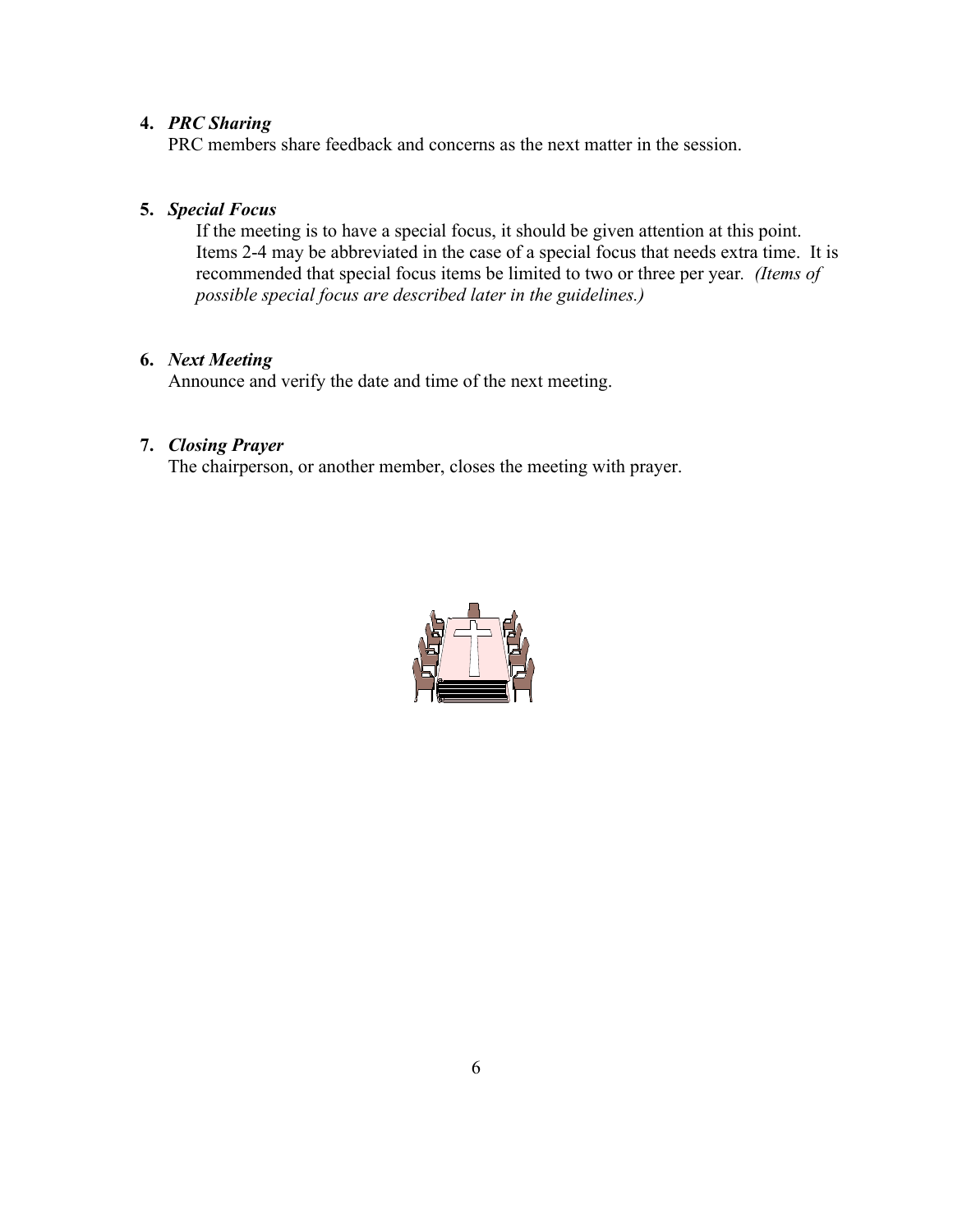4. ***PRC Sharing***
   PRC members share feedback and concerns as the next matter in the session.

5. ***Special Focus***
   If the meeting is to have a special focus, it should be given attention at this point. Items 2-4 may be abbreviated in the case of a special focus that needs extra time. It is recommended that special focus items be limited to two or three per year. *(Items of possible special focus are described later in the guidelines.)*

6. ***Next Meeting***
   Announce and verify the date and time of the next meeting.

7. ***Closing Prayer***
   The chairperson, or another member, closes the meeting with prayer.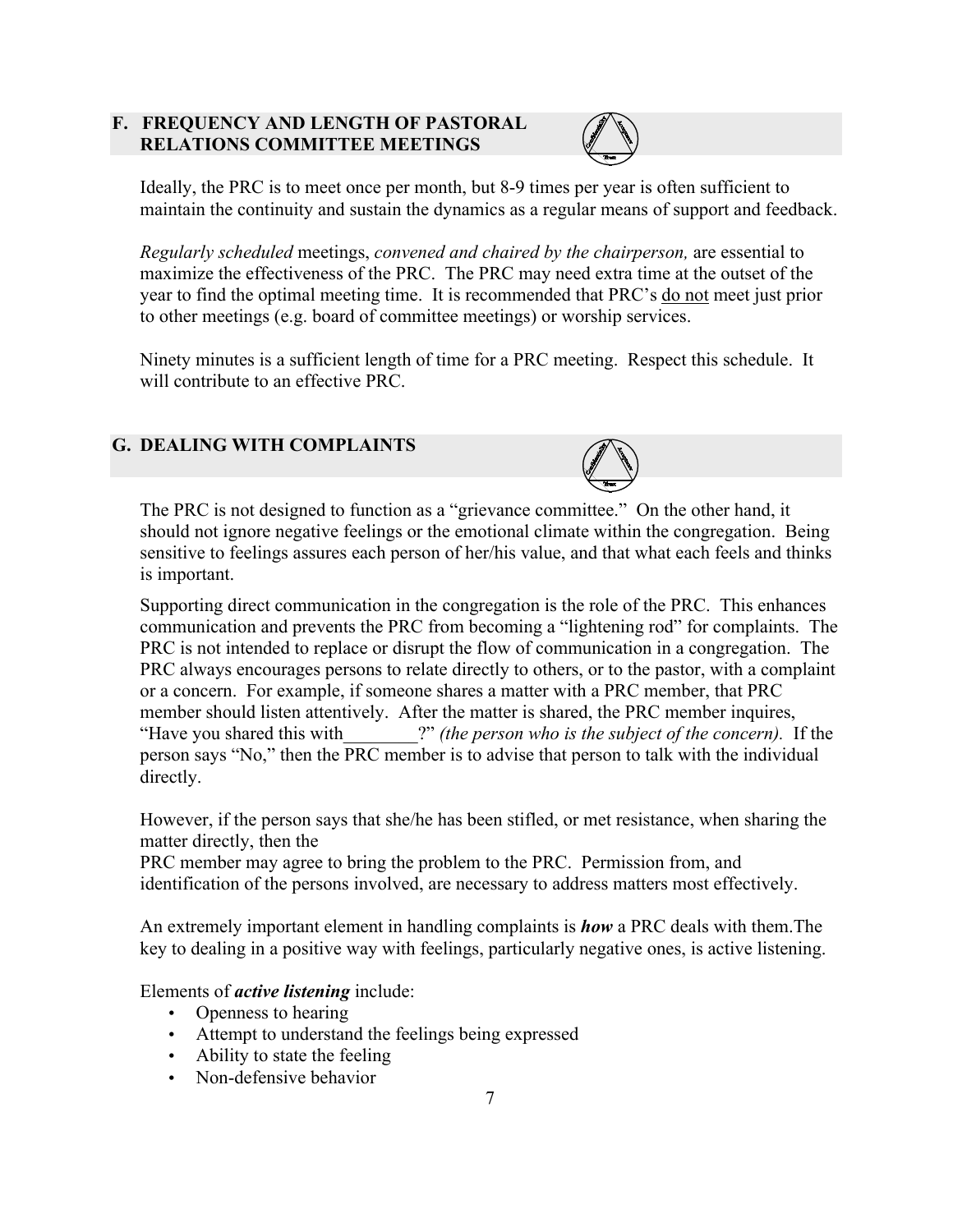## F. FREQUENCY AND LENGTH OF PASTORAL RELATIONS COMMITTEE MEETINGS

Ideally, the PRC is to meet once per month, but 8-9 times per year is often sufficient to maintain the continuity and sustain the dynamics as a regular means of support and feedback.

*Regularly scheduled* meetings, *convened and chaired by the chairperson,* are essential to maximize the effectiveness of the PRC. The PRC may need extra time at the outset of the year to find the optimal meeting time. It is recommended that PRC's do not meet just prior to other meetings (e.g. board of committee meetings) or worship services.

Ninety minutes is a sufficient length of time for a PRC meeting. Respect this schedule. It will contribute to an effective PRC.

## G. DEALING WITH COMPLAINTS

The PRC is not designed to function as a "grievance committee." On the other hand, it should not ignore negative feelings or the emotional climate within the congregation. Being sensitive to feelings assures each person of her/his value, and that what each feels and thinks is important.

Supporting direct communication in the congregation is the role of the PRC. This enhances communication and prevents the PRC from becoming a "lightening rod" for complaints. The PRC is not intended to replace or disrupt the flow of communication in a congregation. The PRC always encourages persons to relate directly to others, or to the pastor, with a complaint or a concern. For example, if someone shares a matter with a PRC member, that PRC member should listen attentively. After the matter is shared, the PRC member inquires, "Have you shared this with________?" *(the person who is the subject of the concern).* If the person says "No," then the PRC member is to advise that person to talk with the individual directly.

However, if the person says that she/he has been stifled, or met resistance, when sharing the matter directly, then the PRC member may agree to bring the problem to the PRC. Permission from, and identification of the persons involved, are necessary to address matters most effectively.

An extremely important element in handling complaints is ***how*** a PRC deals with them.The key to dealing in a positive way with feelings, particularly negative ones, is active listening.

Elements of ***active listening*** include:

- Openness to hearing
- Attempt to understand the feelings being expressed
- Ability to state the feeling
- Non-defensive behavior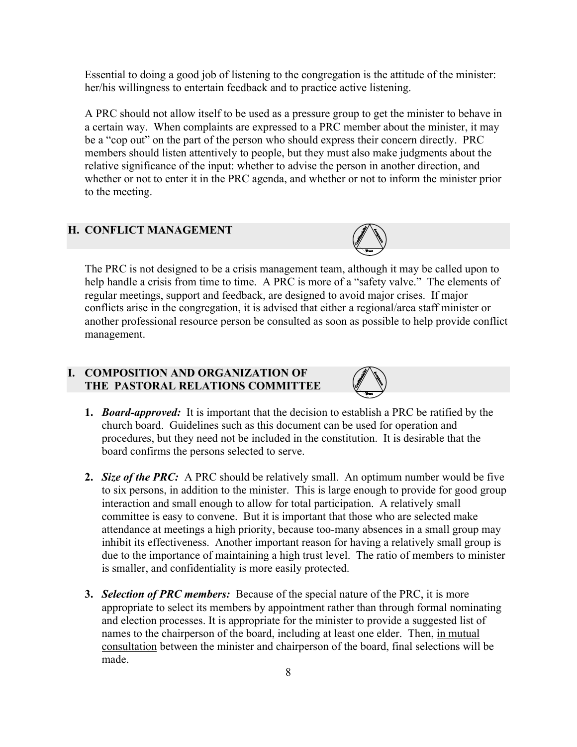Essential to doing a good job of listening to the congregation is the attitude of the minister: her/his willingness to entertain feedback and to practice active listening.

A PRC should not allow itself to be used as a pressure group to get the minister to behave in a certain way. When complaints are expressed to a PRC member about the minister, it may be a "cop out" on the part of the person who should express their concern directly. PRC members should listen attentively to people, but they must also make judgments about the relative significance of the input: whether to advise the person in another direction, and whether or not to enter it in the PRC agenda, and whether or not to inform the minister prior to the meeting.

## H. CONFLICT MANAGEMENT

The PRC is not designed to be a crisis management team, although it may be called upon to help handle a crisis from time to time. A PRC is more of a "safety valve." The elements of regular meetings, support and feedback, are designed to avoid major crises. If major conflicts arise in the congregation, it is advised that either a regional/area staff minister or another professional resource person be consulted as soon as possible to help provide conflict management.

## I. COMPOSITION AND ORGANIZATION OF THE PASTORAL RELATIONS COMMITTEE

1. ***Board-approved:*** It is important that the decision to establish a PRC be ratified by the church board. Guidelines such as this document can be used for operation and procedures, but they need not be included in the constitution. It is desirable that the board confirms the persons selected to serve.

2. ***Size of the PRC:*** A PRC should be relatively small. An optimum number would be five to six persons, in addition to the minister. This is large enough to provide for good group interaction and small enough to allow for total participation. A relatively small committee is easy to convene. But it is important that those who are selected make attendance at meetings a high priority, because too-many absences in a small group may inhibit its effectiveness. Another important reason for having a relatively small group is due to the importance of maintaining a high trust level. The ratio of members to minister is smaller, and confidentiality is more easily protected.

3. ***Selection of PRC members:*** Because of the special nature of the PRC, it is more appropriate to select its members by appointment rather than through formal nominating and election processes. It is appropriate for the minister to provide a suggested list of names to the chairperson of the board, including at least one elder. Then, in mutual consultation between the minister and chairperson of the board, final selections will be made.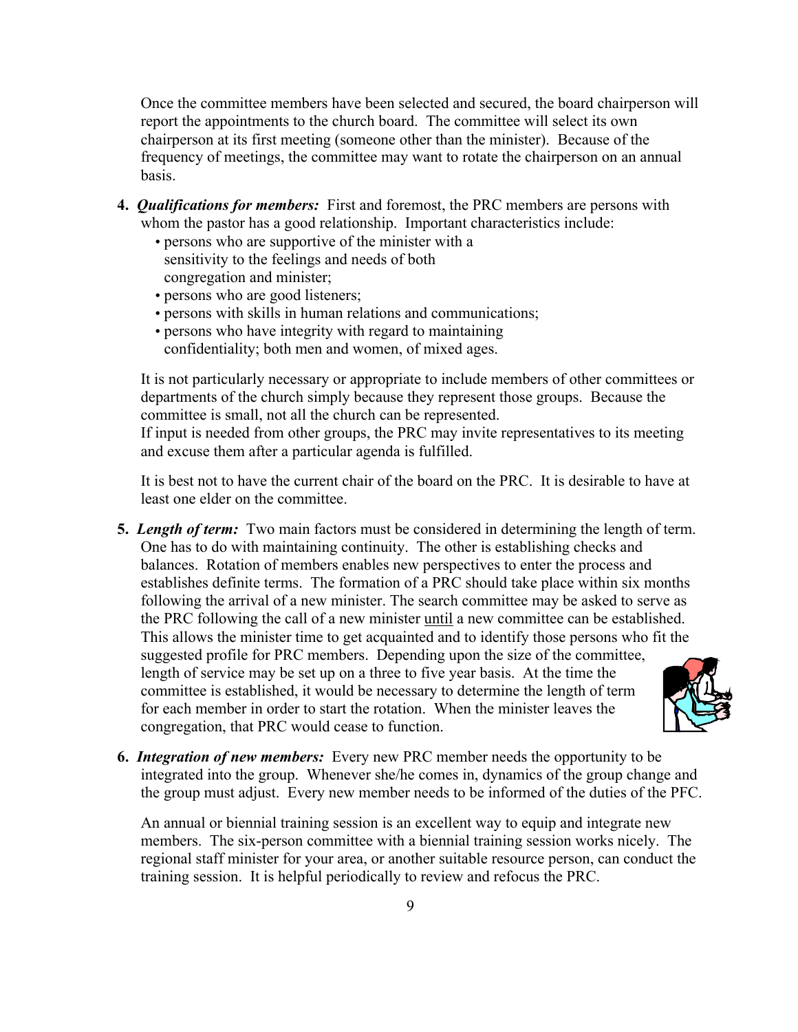Once the committee members have been selected and secured, the board chairperson will report the appointments to the church board. The committee will select its own chairperson at its first meeting (someone other than the minister). Because of the frequency of meetings, the committee may want to rotate the chairperson on an annual basis.

4. ***Qualifications for members:*** First and foremost, the PRC members are persons with whom the pastor has a good relationship. Important characteristics include:
   - persons who are supportive of the minister with a sensitivity to the feelings and needs of both congregation and minister;
   - persons who are good listeners;
   - persons with skills in human relations and communications;
   - persons who have integrity with regard to maintaining confidentiality; both men and women, of mixed ages.

   It is not particularly necessary or appropriate to include members of other committees or departments of the church simply because they represent those groups. Because the committee is small, not all the church can be represented.
   If input is needed from other groups, the PRC may invite representatives to its meeting and excuse them after a particular agenda is fulfilled.

   It is best not to have the current chair of the board on the PRC. It is desirable to have at least one elder on the committee.

5. ***Length of term:*** Two main factors must be considered in determining the length of term. One has to do with maintaining continuity. The other is establishing checks and balances. Rotation of members enables new perspectives to enter the process and establishes definite terms. The formation of a PRC should take place within six months following the arrival of a new minister. The search committee may be asked to serve as the PRC following the call of a new minister <u>until</u> a new committee can be established. This allows the minister time to get acquainted and to identify those persons who fit the suggested profile for PRC members. Depending upon the size of the committee, length of service may be set up on a three to five year basis. At the time the committee is established, it would be necessary to determine the length of term for each member in order to start the rotation. When the minister leaves the congregation, that PRC would cease to function.

6. ***Integration of new members:*** Every new PRC member needs the opportunity to be integrated into the group. Whenever she/he comes in, dynamics of the group change and the group must adjust. Every new member needs to be informed of the duties of the PFC.

   An annual or biennial training session is an excellent way to equip and integrate new members. The six-person committee with a biennial training session works nicely. The regional staff minister for your area, or another suitable resource person, can conduct the training session. It is helpful periodically to review and refocus the PRC.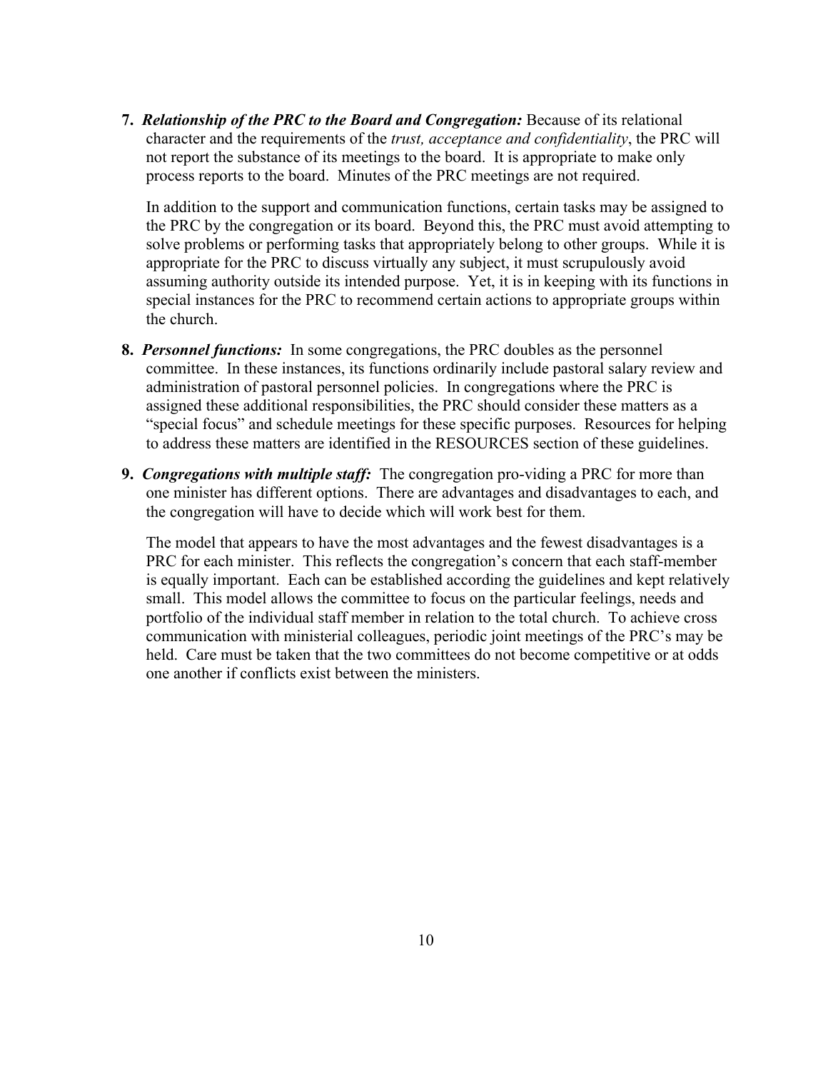7. ***Relationship of the PRC to the Board and Congregation:*** Because of its relational character and the requirements of the *trust, acceptance and confidentiality*, the PRC will not report the substance of its meetings to the board. It is appropriate to make only process reports to the board. Minutes of the PRC meetings are not required.

   In addition to the support and communication functions, certain tasks may be assigned to the PRC by the congregation or its board. Beyond this, the PRC must avoid attempting to solve problems or performing tasks that appropriately belong to other groups. While it is appropriate for the PRC to discuss virtually any subject, it must scrupulously avoid assuming authority outside its intended purpose. Yet, it is in keeping with its functions in special instances for the PRC to recommend certain actions to appropriate groups within the church.

8. ***Personnel functions:*** In some congregations, the PRC doubles as the personnel committee. In these instances, its functions ordinarily include pastoral salary review and administration of pastoral personnel policies. In congregations where the PRC is assigned these additional responsibilities, the PRC should consider these matters as a "special focus" and schedule meetings for these specific purposes. Resources for helping to address these matters are identified in the RESOURCES section of these guidelines.

9. ***Congregations with multiple staff:*** The congregation pro-viding a PRC for more than one minister has different options. There are advantages and disadvantages to each, and the congregation will have to decide which will work best for them.

   The model that appears to have the most advantages and the fewest disadvantages is a PRC for each minister. This reflects the congregation's concern that each staff-member is equally important. Each can be established according the guidelines and kept relatively small. This model allows the committee to focus on the particular feelings, needs and portfolio of the individual staff member in relation to the total church. To achieve cross communication with ministerial colleagues, periodic joint meetings of the PRC's may be held. Care must be taken that the two committees do not become competitive or at odds one another if conflicts exist between the ministers.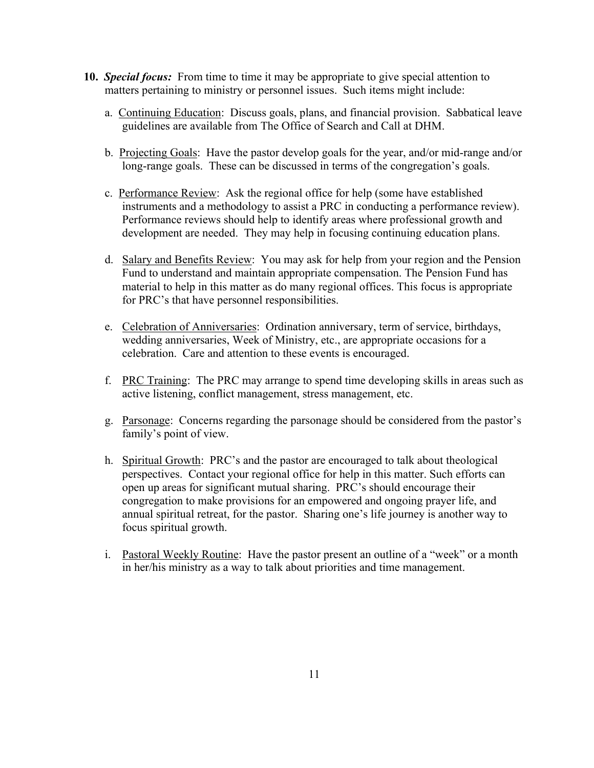10. ***Special focus:*** From time to time it may be appropriate to give special attention to matters pertaining to ministry or personnel issues. Such items might include:

    a. <u>Continuing Education</u>: Discuss goals, plans, and financial provision. Sabbatical leave guidelines are available from The Office of Search and Call at DHM.

    b. <u>Projecting Goals</u>: Have the pastor develop goals for the year, and/or mid-range and/or long-range goals. These can be discussed in terms of the congregation's goals.

    c. <u>Performance Review</u>: Ask the regional office for help (some have established instruments and a methodology to assist a PRC in conducting a performance review). Performance reviews should help to identify areas where professional growth and development are needed. They may help in focusing continuing education plans.

    d. <u>Salary and Benefits Review</u>: You may ask for help from your region and the Pension Fund to understand and maintain appropriate compensation. The Pension Fund has material to help in this matter as do many regional offices. This focus is appropriate for PRC's that have personnel responsibilities.

    e. <u>Celebration of Anniversaries</u>: Ordination anniversary, term of service, birthdays, wedding anniversaries, Week of Ministry, etc., are appropriate occasions for a celebration. Care and attention to these events is encouraged.

    f. <u>PRC Training</u>: The PRC may arrange to spend time developing skills in areas such as active listening, conflict management, stress management, etc.

    g. <u>Parsonage</u>: Concerns regarding the parsonage should be considered from the pastor's family's point of view.

    h. <u>Spiritual Growth</u>: PRC's and the pastor are encouraged to talk about theological perspectives. Contact your regional office for help in this matter. Such efforts can open up areas for significant mutual sharing. PRC's should encourage their congregation to make provisions for an empowered and ongoing prayer life, and annual spiritual retreat, for the pastor. Sharing one's life journey is another way to focus spiritual growth.

    i. <u>Pastoral Weekly Routine</u>: Have the pastor present an outline of a "week" or a month in her/his ministry as a way to talk about priorities and time management.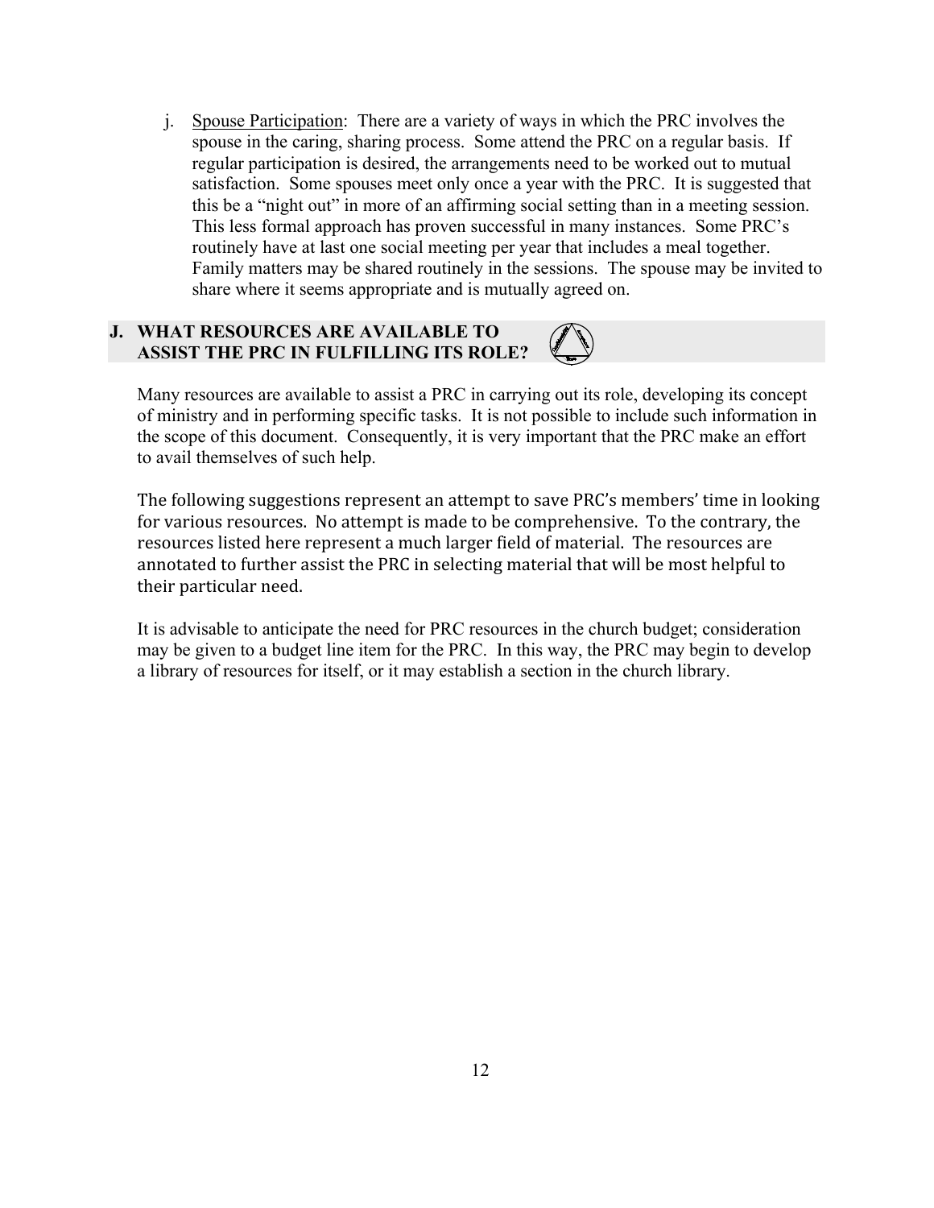j. Spouse Participation: There are a variety of ways in which the PRC involves the spouse in the caring, sharing process. Some attend the PRC on a regular basis. If regular participation is desired, the arrangements need to be worked out to mutual satisfaction. Some spouses meet only once a year with the PRC. It is suggested that this be a "night out" in more of an affirming social setting than in a meeting session. This less formal approach has proven successful in many instances. Some PRC's routinely have at last one social meeting per year that includes a meal together. Family matters may be shared routinely in the sessions. The spouse may be invited to share where it seems appropriate and is mutually agreed on.

## J. WHAT RESOURCES ARE AVAILABLE TO ASSIST THE PRC IN FULFILLING ITS ROLE?

Many resources are available to assist a PRC in carrying out its role, developing its concept of ministry and in performing specific tasks. It is not possible to include such information in the scope of this document. Consequently, it is very important that the PRC make an effort to avail themselves of such help.

The following suggestions represent an attempt to save PRC's members' time in looking for various resources. No attempt is made to be comprehensive. To the contrary, the resources listed here represent a much larger field of material. The resources are annotated to further assist the PRC in selecting material that will be most helpful to their particular need.

It is advisable to anticipate the need for PRC resources in the church budget; consideration may be given to a budget line item for the PRC. In this way, the PRC may begin to develop a library of resources for itself, or it may establish a section in the church library.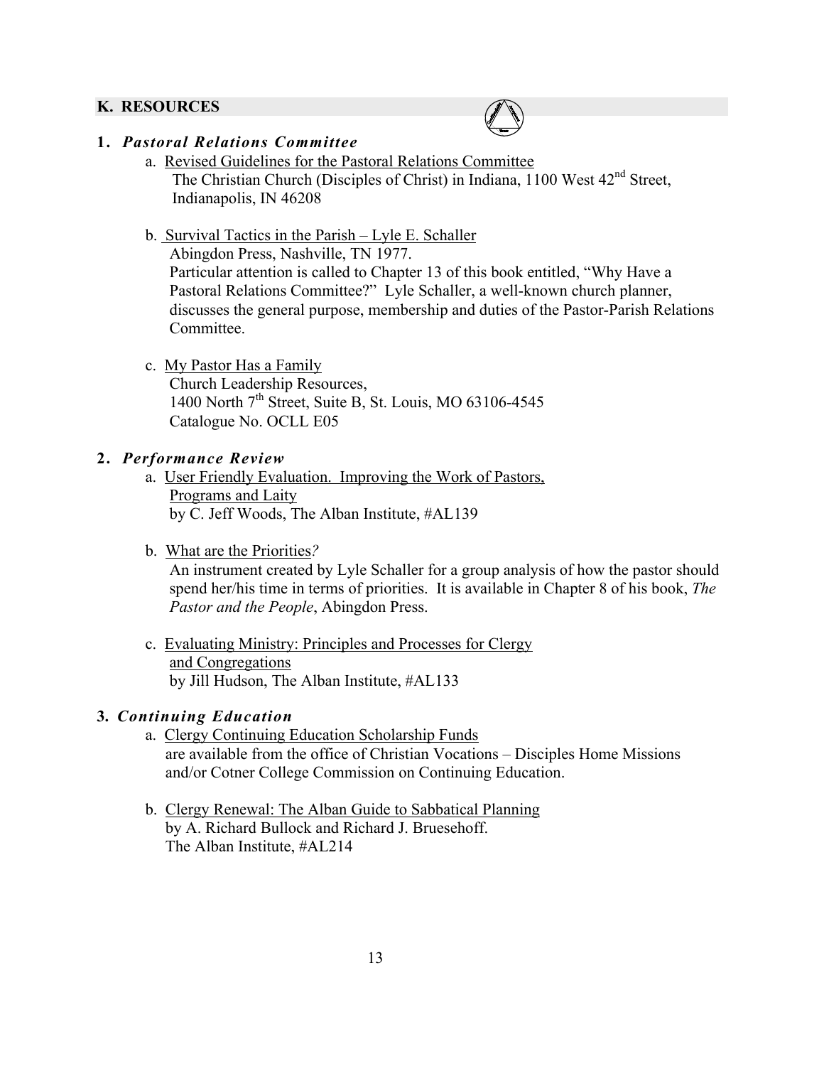## K. RESOURCES

### 1. *Pastoral Relations Committee*

a. Revised Guidelines for the Pastoral Relations Committee
The Christian Church (Disciples of Christ) in Indiana, 1100 West 42nd Street, Indianapolis, IN 46208

b. Survival Tactics in the Parish – Lyle E. Schaller
Abingdon Press, Nashville, TN 1977.
Particular attention is called to Chapter 13 of this book entitled, "Why Have a Pastoral Relations Committee?" Lyle Schaller, a well-known church planner, discusses the general purpose, membership and duties of the Pastor-Parish Relations Committee.

c. My Pastor Has a Family
Church Leadership Resources,
1400 North 7th Street, Suite B, St. Louis, MO 63106-4545
Catalogue No. OCLL E05

### 2. *Performance Review*

a. User Friendly Evaluation. Improving the Work of Pastors, Programs and Laity
by C. Jeff Woods, The Alban Institute, #AL139

b. What are the Priorities*?*
An instrument created by Lyle Schaller for a group analysis of how the pastor should spend her/his time in terms of priorities. It is available in Chapter 8 of his book, *The Pastor and the People*, Abingdon Press.

c. Evaluating Ministry: Principles and Processes for Clergy and Congregations
by Jill Hudson, The Alban Institute, #AL133

### 3. *Continuing Education*

a. Clergy Continuing Education Scholarship Funds
are available from the office of Christian Vocations – Disciples Home Missions and/or Cotner College Commission on Continuing Education.

b. Clergy Renewal: The Alban Guide to Sabbatical Planning
by A. Richard Bullock and Richard J. Bruesehoff.
The Alban Institute, #AL214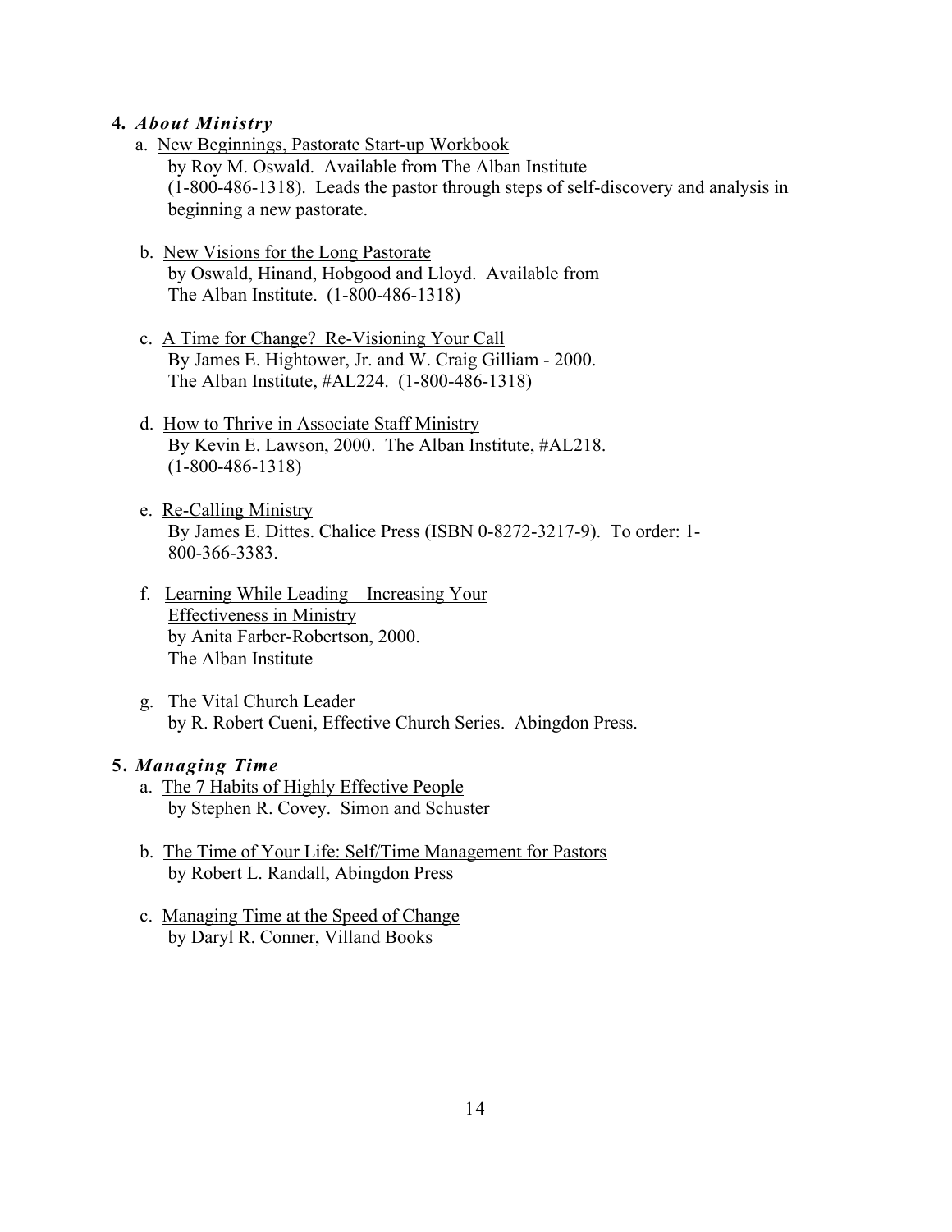**4.** ***About Ministry***

a. New Beginnings, Pastorate Start-up Workbook
   by Roy M. Oswald. Available from The Alban Institute (1-800-486-1318). Leads the pastor through steps of self-discovery and analysis in beginning a new pastorate.

b. New Visions for the Long Pastorate
   by Oswald, Hinand, Hobgood and Lloyd. Available from The Alban Institute. (1-800-486-1318)

c. A Time for Change? Re-Visioning Your Call
   By James E. Hightower, Jr. and W. Craig Gilliam - 2000. The Alban Institute, #AL224. (1-800-486-1318)

d. How to Thrive in Associate Staff Ministry
   By Kevin E. Lawson, 2000. The Alban Institute, #AL218. (1-800-486-1318)

e. Re-Calling Ministry
   By James E. Dittes. Chalice Press (ISBN 0-8272-3217-9). To order: 1-800-366-3383.

f. Learning While Leading – Increasing Your Effectiveness in Ministry
   by Anita Farber-Robertson, 2000. The Alban Institute

g. The Vital Church Leader
   by R. Robert Cueni, Effective Church Series. Abingdon Press.

**5.** ***Managing Time***

a. The 7 Habits of Highly Effective People
   by Stephen R. Covey. Simon and Schuster

b. The Time of Your Life: Self/Time Management for Pastors
   by Robert L. Randall, Abingdon Press

c. Managing Time at the Speed of Change
   by Daryl R. Conner, Villand Books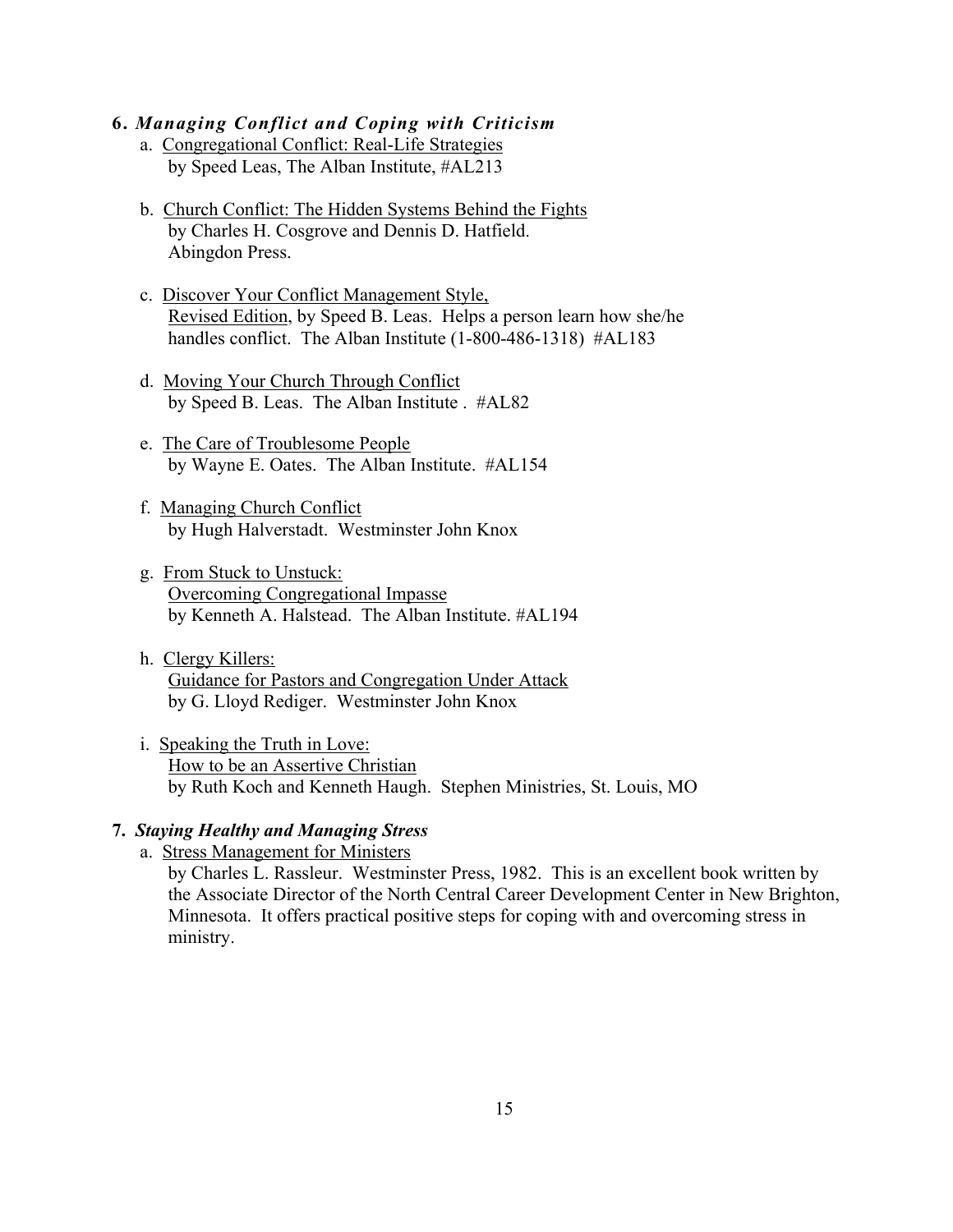**6.** ***Managing Conflict and Coping with Criticism***

a. Congregational Conflict: Real-Life Strategies
by Speed Leas, The Alban Institute, #AL213

b. Church Conflict: The Hidden Systems Behind the Fights
by Charles H. Cosgrove and Dennis D. Hatfield.
Abingdon Press.

c. Discover Your Conflict Management Style,
Revised Edition, by Speed B. Leas. Helps a person learn how she/he handles conflict. The Alban Institute (1-800-486-1318) #AL183

d. Moving Your Church Through Conflict
by Speed B. Leas. The Alban Institute . #AL82

e. The Care of Troublesome People
by Wayne E. Oates. The Alban Institute. #AL154

f. Managing Church Conflict
by Hugh Halverstadt. Westminster John Knox

g. From Stuck to Unstuck:
Overcoming Congregational Impasse
by Kenneth A. Halstead. The Alban Institute. #AL194

h. Clergy Killers:
Guidance for Pastors and Congregation Under Attack
by G. Lloyd Rediger. Westminster John Knox

i. Speaking the Truth in Love:
How to be an Assertive Christian
by Ruth Koch and Kenneth Haugh. Stephen Ministries, St. Louis, MO

**7.** ***Staying Healthy and Managing Stress***

a. Stress Management for Ministers
by Charles L. Rassleur. Westminster Press, 1982. This is an excellent book written by the Associate Director of the North Central Career Development Center in New Brighton, Minnesota. It offers practical positive steps for coping with and overcoming stress in ministry.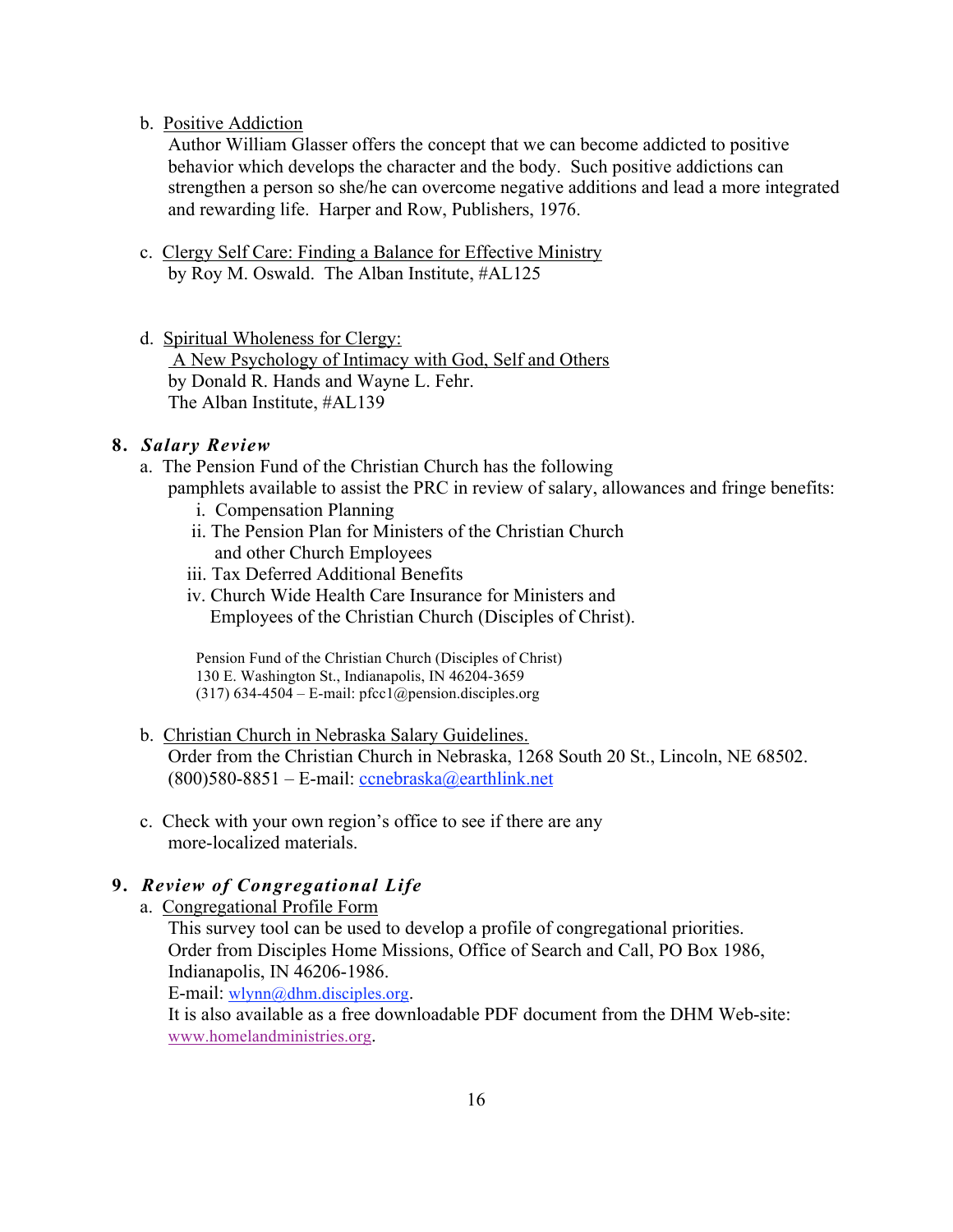b. <u>Positive Addiction</u>
   Author William Glasser offers the concept that we can become addicted to positive behavior which develops the character and the body. Such positive addictions can strengthen a person so she/he can overcome negative additions and lead a more integrated and rewarding life. Harper and Row, Publishers, 1976.

c. <u>Clergy Self Care: Finding a Balance for Effective Ministry</u>
   by Roy M. Oswald. The Alban Institute, #AL125

d. <u>Spiritual Wholeness for Clergy:</u>
   <u>A New Psychology of Intimacy with God, Self and Others</u>
   by Donald R. Hands and Wayne L. Fehr.
   The Alban Institute, #AL139

**8. *Salary Review***

a. The Pension Fund of the Christian Church has the following pamphlets available to assist the PRC in review of salary, allowances and fringe benefits:
   i. Compensation Planning
   ii. The Pension Plan for Ministers of the Christian Church and other Church Employees
   iii. Tax Deferred Additional Benefits
   iv. Church Wide Health Care Insurance for Ministers and Employees of the Christian Church (Disciples of Christ).

   Pension Fund of the Christian Church (Disciples of Christ)
   130 E. Washington St., Indianapolis, IN 46204-3659
   (317) 634-4504 – E-mail: pfcc1@pension.disciples.org

b. <u>Christian Church in Nebraska Salary Guidelines.</u>
   Order from the Christian Church in Nebraska, 1268 South 20 St., Lincoln, NE 68502.
   (800)580-8851 – E-mail: ccnebraska@earthlink.net

c. Check with your own region's office to see if there are any more-localized materials.

**9. *Review of Congregational Life***

a. <u>Congregational Profile Form</u>
   This survey tool can be used to develop a profile of congregational priorities.
   Order from Disciples Home Missions, Office of Search and Call, PO Box 1986, Indianapolis, IN 46206-1986.
   E-mail: wlynn@dhm.disciples.org.
   It is also available as a free downloadable PDF document from the DHM Web-site: www.homelandministries.org.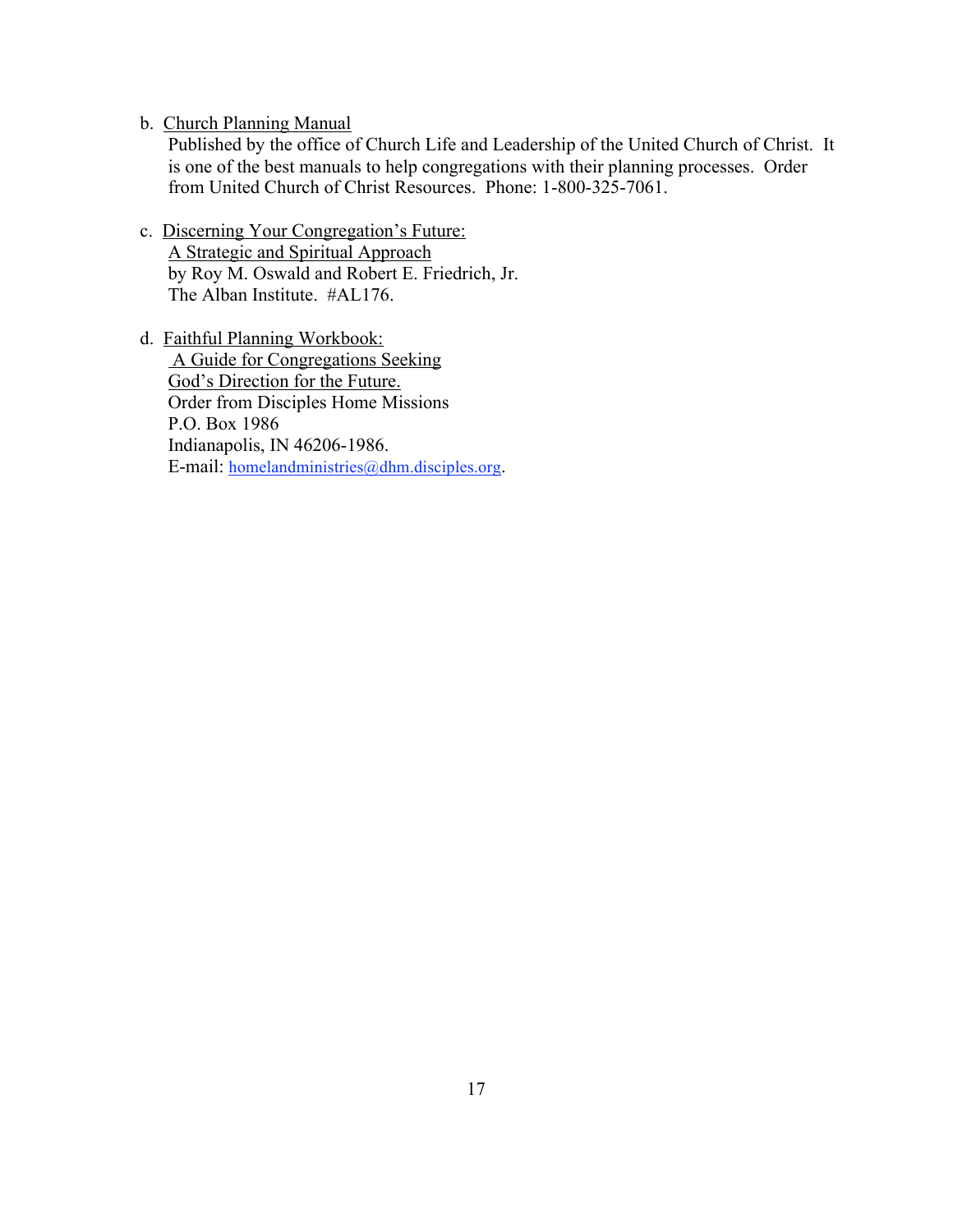b. Church Planning Manual
   Published by the office of Church Life and Leadership of the United Church of Christ. It is one of the best manuals to help congregations with their planning processes. Order from United Church of Christ Resources. Phone: 1-800-325-7061.

c. Discerning Your Congregation's Future:
   A Strategic and Spiritual Approach
   by Roy M. Oswald and Robert E. Friedrich, Jr.
   The Alban Institute. #AL176.

d. Faithful Planning Workbook:
   A Guide for Congregations Seeking
   God's Direction for the Future.
   Order from Disciples Home Missions
   P.O. Box 1986
   Indianapolis, IN 46206-1986.
   E-mail: homelandministries@dhm.disciples.org.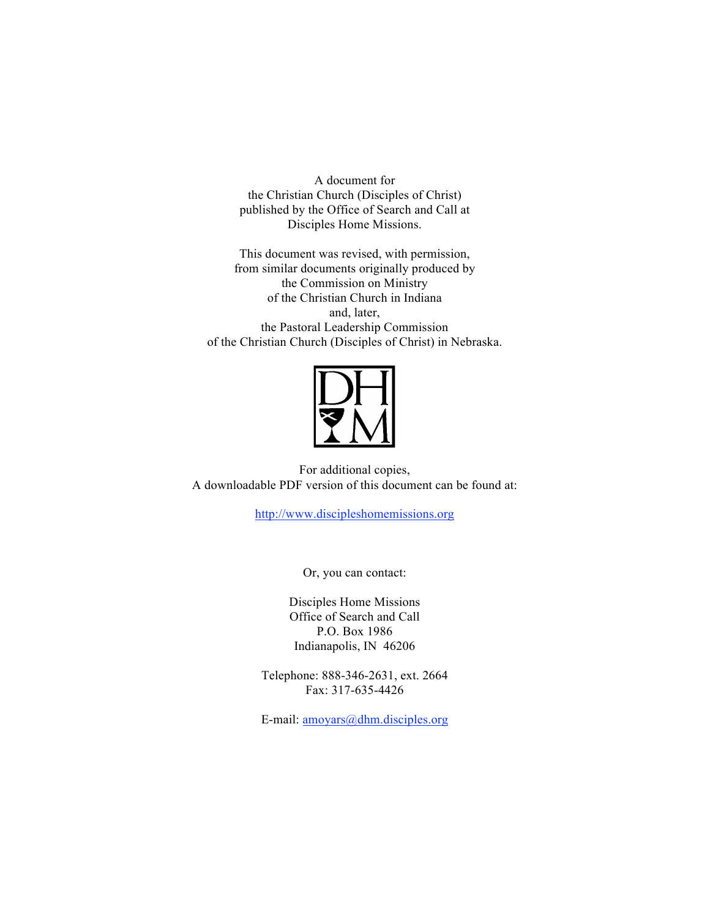A document for
the Christian Church (Disciples of Christ)
published by the Office of Search and Call at
Disciples Home Missions.

This document was revised, with permission,
from similar documents originally produced by
the Commission on Ministry
of the Christian Church in Indiana
and, later,
the Pastoral Leadership Commission
of the Christian Church (Disciples of Christ) in Nebraska.

For additional copies,
A downloadable PDF version of this document can be found at:

http://www.discipleshomemissions.org

Or, you can contact:

Disciples Home Missions
Office of Search and Call
P.O. Box 1986
Indianapolis, IN 46206

Telephone: 888-346-2631, ext. 2664
Fax: 317-635-4426

E-mail: amoyars@dhm.disciples.org